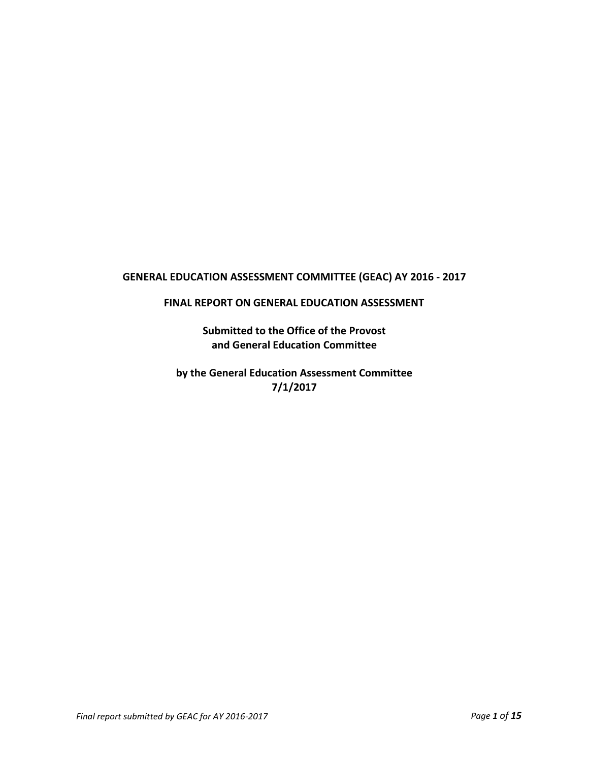**GENERAL EDUCATION ASSESSMENT COMMITTEE (GEAC) AY 2016 - 2017**

**FINAL REPORT ON GENERAL EDUCATION ASSESSMENT**

**Submitted to the Office of the Provost and General Education Committee**

**by the General Education Assessment Committee 7/1/2017**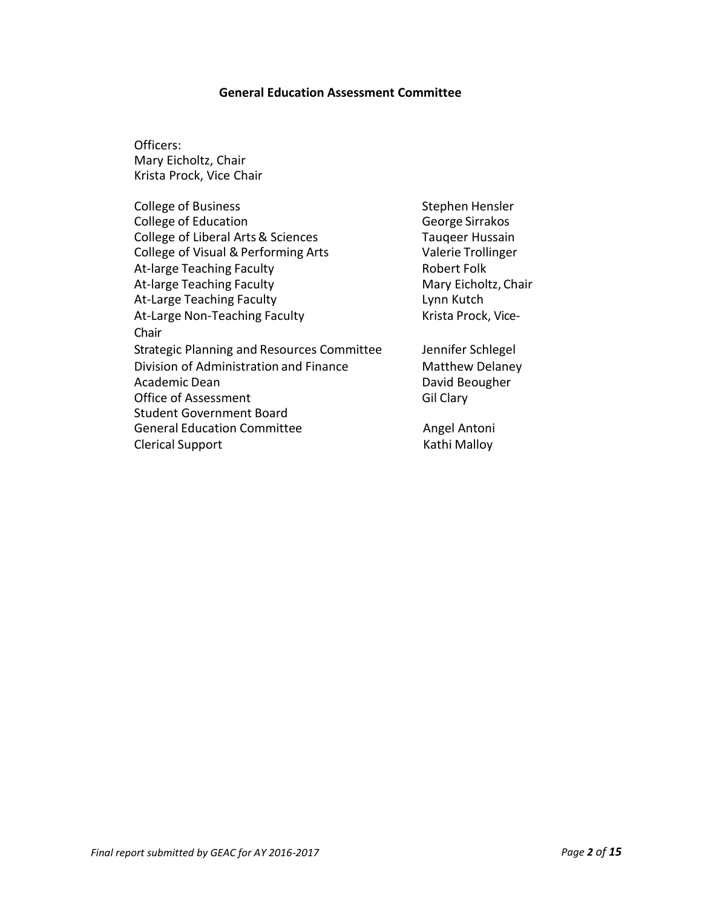## General Education Assessment Committee

Officers:
Mary Eicholtz, Chair
Krista Prock, Vice Chair

| | |
|---|---|
| College of Business | Stephen Hensler |
| College of Education | George Sirrakos |
| College of Liberal Arts & Sciences | Tauqeer Hussain |
| College of Visual & Performing Arts | Valerie Trollinger |
| At-large Teaching Faculty | Robert Folk |
| At-large Teaching Faculty | Mary Eicholtz, Chair |
| At-Large Teaching Faculty | Lynn Kutch |
| At-Large Non-Teaching Faculty | Krista Prock, Vice-Chair |
| Strategic Planning and Resources Committee | Jennifer Schlegel |
| Division of Administration and Finance | Matthew Delaney |
| Academic Dean | David Beougher |
| Office of Assessment | Gil Clary |
| Student Government Board | |
| General Education Committee | Angel Antoni |
| Clerical Support | Kathi Malloy |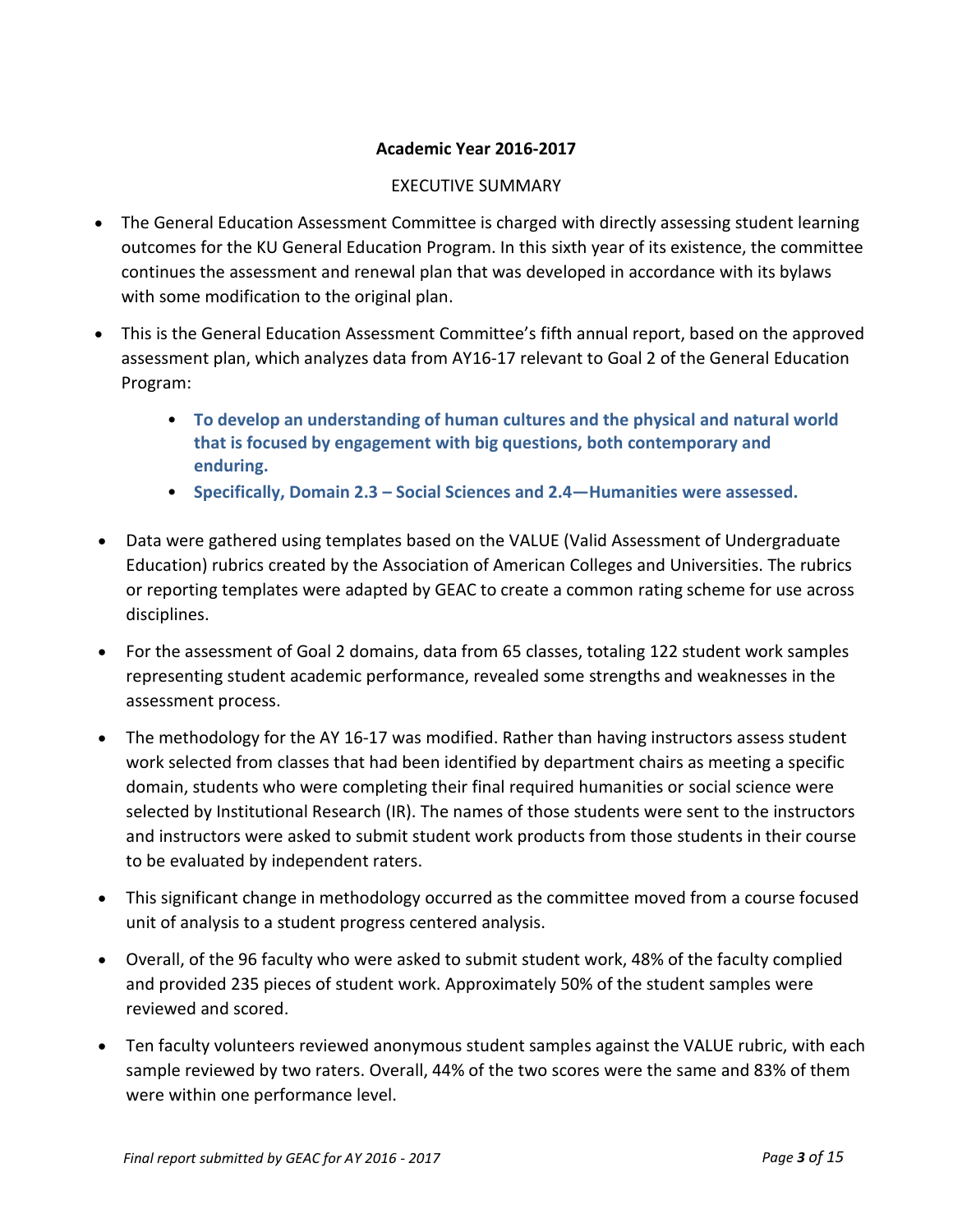**Academic Year 2016-2017**

EXECUTIVE SUMMARY

- The General Education Assessment Committee is charged with directly assessing student learning outcomes for the KU General Education Program. In this sixth year of its existence, the committee continues the assessment and renewal plan that was developed in accordance with its bylaws with some modification to the original plan.
- This is the General Education Assessment Committee's fifth annual report, based on the approved assessment plan, which analyzes data from AY16-17 relevant to Goal 2 of the General Education Program:
  - **To develop an understanding of human cultures and the physical and natural world that is focused by engagement with big questions, both contemporary and enduring.**
  - **Specifically, Domain 2.3 – Social Sciences and 2.4—Humanities were assessed.**
- Data were gathered using templates based on the VALUE (Valid Assessment of Undergraduate Education) rubrics created by the Association of American Colleges and Universities. The rubrics or reporting templates were adapted by GEAC to create a common rating scheme for use across disciplines.
- For the assessment of Goal 2 domains, data from 65 classes, totaling 122 student work samples representing student academic performance, revealed some strengths and weaknesses in the assessment process.
- The methodology for the AY 16-17 was modified. Rather than having instructors assess student work selected from classes that had been identified by department chairs as meeting a specific domain, students who were completing their final required humanities or social science were selected by Institutional Research (IR). The names of those students were sent to the instructors and instructors were asked to submit student work products from those students in their course to be evaluated by independent raters.
- This significant change in methodology occurred as the committee moved from a course focused unit of analysis to a student progress centered analysis.
- Overall, of the 96 faculty who were asked to submit student work, 48% of the faculty complied and provided 235 pieces of student work. Approximately 50% of the student samples were reviewed and scored.
- Ten faculty volunteers reviewed anonymous student samples against the VALUE rubric, with each sample reviewed by two raters. Overall, 44% of the two scores were the same and 83% of them were within one performance level.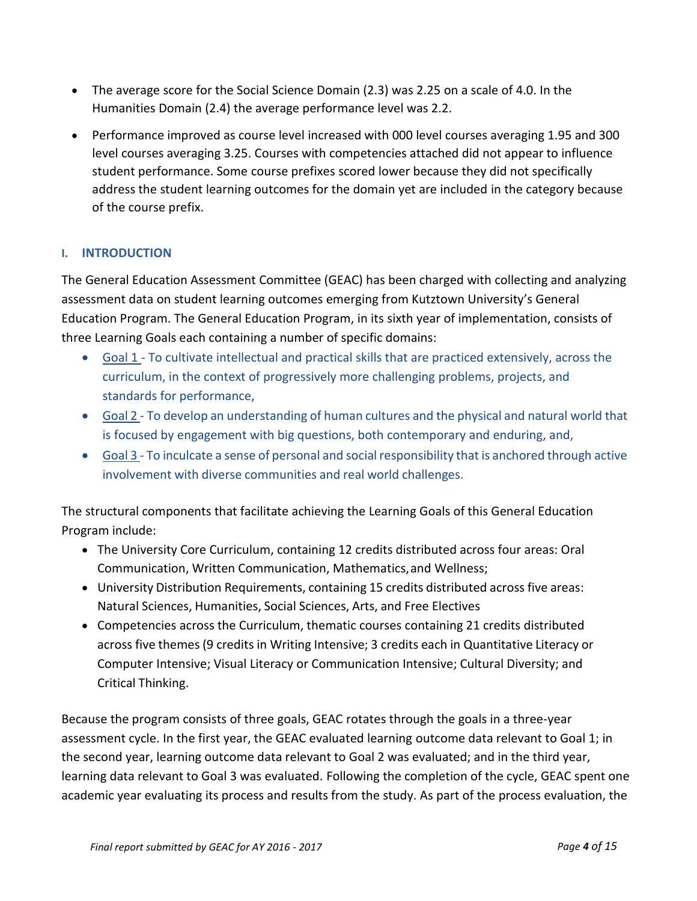- The average score for the Social Science Domain (2.3) was 2.25 on a scale of 4.0. In the Humanities Domain (2.4) the average performance level was 2.2.
- Performance improved as course level increased with 000 level courses averaging 1.95 and 300 level courses averaging 3.25. Courses with competencies attached did not appear to influence student performance. Some course prefixes scored lower because they did not specifically address the student learning outcomes for the domain yet are included in the category because of the course prefix.

## I. INTRODUCTION

The General Education Assessment Committee (GEAC) has been charged with collecting and analyzing assessment data on student learning outcomes emerging from Kutztown University's General Education Program. The General Education Program, in its sixth year of implementation, consists of three Learning Goals each containing a number of specific domains:

- Goal 1 - To cultivate intellectual and practical skills that are practiced extensively, across the curriculum, in the context of progressively more challenging problems, projects, and standards for performance,
- Goal 2 - To develop an understanding of human cultures and the physical and natural world that is focused by engagement with big questions, both contemporary and enduring, and,
- Goal 3 - To inculcate a sense of personal and social responsibility that is anchored through active involvement with diverse communities and real world challenges.

The structural components that facilitate achieving the Learning Goals of this General Education Program include:

- The University Core Curriculum, containing 12 credits distributed across four areas: Oral Communication, Written Communication, Mathematics, and Wellness;
- University Distribution Requirements, containing 15 credits distributed across five areas: Natural Sciences, Humanities, Social Sciences, Arts, and Free Electives
- Competencies across the Curriculum, thematic courses containing 21 credits distributed across five themes (9 credits in Writing Intensive; 3 credits each in Quantitative Literacy or Computer Intensive; Visual Literacy or Communication Intensive; Cultural Diversity; and Critical Thinking.

Because the program consists of three goals, GEAC rotates through the goals in a three-year assessment cycle. In the first year, the GEAC evaluated learning outcome data relevant to Goal 1; in the second year, learning outcome data relevant to Goal 2 was evaluated; and in the third year, learning data relevant to Goal 3 was evaluated. Following the completion of the cycle, GEAC spent one academic year evaluating its process and results from the study. As part of the process evaluation, the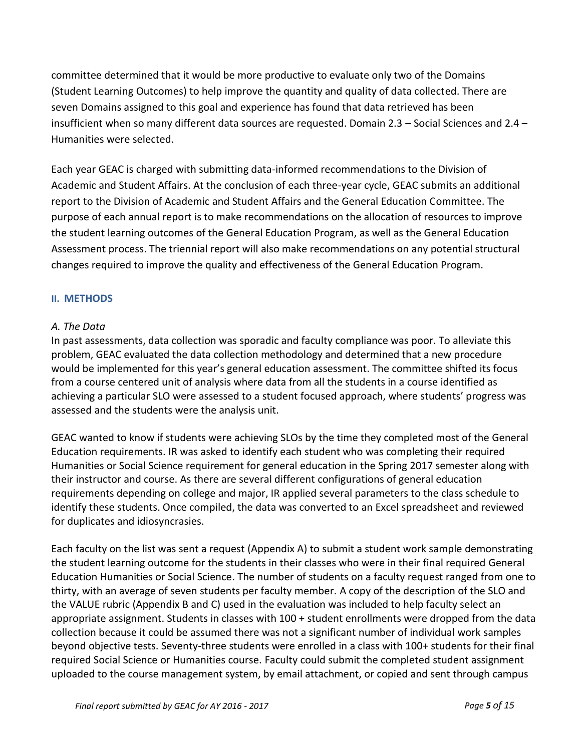committee determined that it would be more productive to evaluate only two of the Domains (Student Learning Outcomes) to help improve the quantity and quality of data collected. There are seven Domains assigned to this goal and experience has found that data retrieved has been insufficient when so many different data sources are requested. Domain 2.3 – Social Sciences and 2.4 – Humanities were selected.

Each year GEAC is charged with submitting data-informed recommendations to the Division of Academic and Student Affairs. At the conclusion of each three-year cycle, GEAC submits an additional report to the Division of Academic and Student Affairs and the General Education Committee. The purpose of each annual report is to make recommendations on the allocation of resources to improve the student learning outcomes of the General Education Program, as well as the General Education Assessment process. The triennial report will also make recommendations on any potential structural changes required to improve the quality and effectiveness of the General Education Program.

## II. METHODS

### *A. The Data*

In past assessments, data collection was sporadic and faculty compliance was poor. To alleviate this problem, GEAC evaluated the data collection methodology and determined that a new procedure would be implemented for this year's general education assessment. The committee shifted its focus from a course centered unit of analysis where data from all the students in a course identified as achieving a particular SLO were assessed to a student focused approach, where students' progress was assessed and the students were the analysis unit.

GEAC wanted to know if students were achieving SLOs by the time they completed most of the General Education requirements. IR was asked to identify each student who was completing their required Humanities or Social Science requirement for general education in the Spring 2017 semester along with their instructor and course. As there are several different configurations of general education requirements depending on college and major, IR applied several parameters to the class schedule to identify these students. Once compiled, the data was converted to an Excel spreadsheet and reviewed for duplicates and idiosyncrasies.

Each faculty on the list was sent a request (Appendix A) to submit a student work sample demonstrating the student learning outcome for the students in their classes who were in their final required General Education Humanities or Social Science. The number of students on a faculty request ranged from one to thirty, with an average of seven students per faculty member. A copy of the description of the SLO and the VALUE rubric (Appendix B and C) used in the evaluation was included to help faculty select an appropriate assignment. Students in classes with 100 + student enrollments were dropped from the data collection because it could be assumed there was not a significant number of individual work samples beyond objective tests. Seventy-three students were enrolled in a class with 100+ students for their final required Social Science or Humanities course. Faculty could submit the completed student assignment uploaded to the course management system, by email attachment, or copied and sent through campus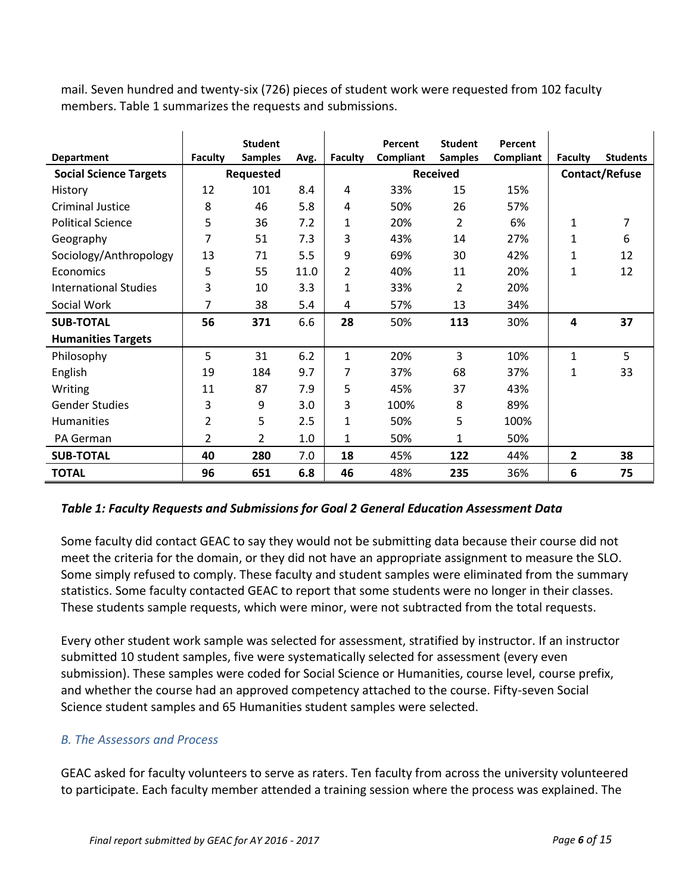mail. Seven hundred and twenty-six (726) pieces of student work were requested from 102 faculty members. Table 1 summarizes the requests and submissions.

| Department | Faculty | Student Samples | Avg. | Faculty | Percent Compliant | Student Samples | Percent Compliant | Faculty | Students |
|---|---|---|---|---|---|---|---|---|---|
| **Social Science Targets** | **Requested** | | | **Received** | | | | **Contact/Refuse** | |
| History | 12 | 101 | 8.4 | 4 | 33% | 15 | 15% | | |
| Criminal Justice | 8 | 46 | 5.8 | 4 | 50% | 26 | 57% | | |
| Political Science | 5 | 36 | 7.2 | 1 | 20% | 2 | 6% | 1 | 7 |
| Geography | 7 | 51 | 7.3 | 3 | 43% | 14 | 27% | 1 | 6 |
| Sociology/Anthropology | 13 | 71 | 5.5 | 9 | 69% | 30 | 42% | 1 | 12 |
| Economics | 5 | 55 | 11.0 | 2 | 40% | 11 | 20% | 1 | 12 |
| International Studies | 3 | 10 | 3.3 | 1 | 33% | 2 | 20% | | |
| Social Work | 7 | 38 | 5.4 | 4 | 57% | 13 | 34% | | |
| **SUB-TOTAL** | **56** | **371** | **6.6** | **28** | **50%** | **113** | **30%** | **4** | **37** |
| **Humanities Targets** | | | | | | | | | |
| Philosophy | 5 | 31 | 6.2 | 1 | 20% | 3 | 10% | 1 | 5 |
| English | 19 | 184 | 9.7 | 7 | 37% | 68 | 37% | 1 | 33 |
| Writing | 11 | 87 | 7.9 | 5 | 45% | 37 | 43% | | |
| Gender Studies | 3 | 9 | 3.0 | 3 | 100% | 8 | 89% | | |
| Humanities | 2 | 5 | 2.5 | 1 | 50% | 5 | 100% | | |
| PA German | 2 | 2 | 1.0 | 1 | 50% | 1 | 50% | | |
| **SUB-TOTAL** | **40** | **280** | **7.0** | **18** | **45%** | **122** | **44%** | **2** | **38** |
| **TOTAL** | **96** | **651** | **6.8** | **46** | **48%** | **235** | **36%** | **6** | **75** |

***Table 1: Faculty Requests and Submissions for Goal 2 General Education Assessment Data***

Some faculty did contact GEAC to say they would not be submitting data because their course did not meet the criteria for the domain, or they did not have an appropriate assignment to measure the SLO. Some simply refused to comply. These faculty and student samples were eliminated from the summary statistics. Some faculty contacted GEAC to report that some students were no longer in their classes. These students sample requests, which were minor, were not subtracted from the total requests.

Every other student work sample was selected for assessment, stratified by instructor. If an instructor submitted 10 student samples, five were systematically selected for assessment (every even submission). These samples were coded for Social Science or Humanities, course level, course prefix, and whether the course had an approved competency attached to the course. Fifty-seven Social Science student samples and 65 Humanities student samples were selected.

### *B. The Assessors and Process*

GEAC asked for faculty volunteers to serve as raters. Ten faculty from across the university volunteered to participate. Each faculty member attended a training session where the process was explained. The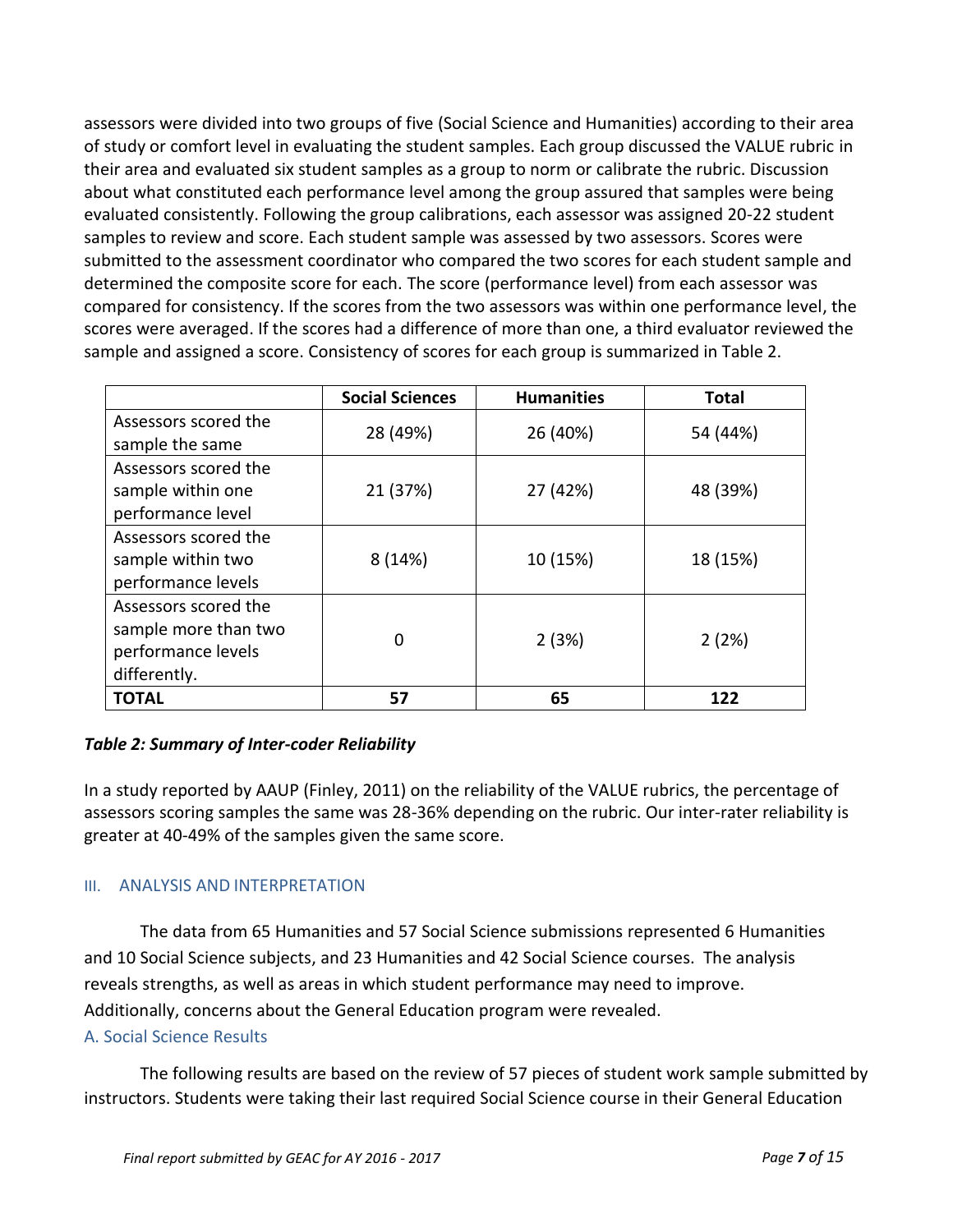assessors were divided into two groups of five (Social Science and Humanities) according to their area of study or comfort level in evaluating the student samples. Each group discussed the VALUE rubric in their area and evaluated six student samples as a group to norm or calibrate the rubric. Discussion about what constituted each performance level among the group assured that samples were being evaluated consistently. Following the group calibrations, each assessor was assigned 20-22 student samples to review and score. Each student sample was assessed by two assessors. Scores were submitted to the assessment coordinator who compared the two scores for each student sample and determined the composite score for each. The score (performance level) from each assessor was compared for consistency. If the scores from the two assessors was within one performance level, the scores were averaged. If the scores had a difference of more than one, a third evaluator reviewed the sample and assigned a score. Consistency of scores for each group is summarized in Table 2.

| | **Social Sciences** | **Humanities** | **Total** |
|---|---|---|---|
| Assessors scored the sample the same | 28 (49%) | 26 (40%) | 54 (44%) |
| Assessors scored the sample within one performance level | 21 (37%) | 27 (42%) | 48 (39%) |
| Assessors scored the sample within two performance levels | 8 (14%) | 10 (15%) | 18 (15%) |
| Assessors scored the sample more than two performance levels differently. | 0 | 2 (3%) | 2 (2%) |
| **TOTAL** | **57** | **65** | **122** |

***Table 2: Summary of Inter-coder Reliability***

In a study reported by AAUP (Finley, 2011) on the reliability of the VALUE rubrics, the percentage of assessors scoring samples the same was 28-36% depending on the rubric. Our inter-rater reliability is greater at 40-49% of the samples given the same score.

## III. ANALYSIS AND INTERPRETATION

The data from 65 Humanities and 57 Social Science submissions represented 6 Humanities and 10 Social Science subjects, and 23 Humanities and 42 Social Science courses. The analysis reveals strengths, as well as areas in which student performance may need to improve. Additionally, concerns about the General Education program were revealed.

### A. Social Science Results

The following results are based on the review of 57 pieces of student work sample submitted by instructors. Students were taking their last required Social Science course in their General Education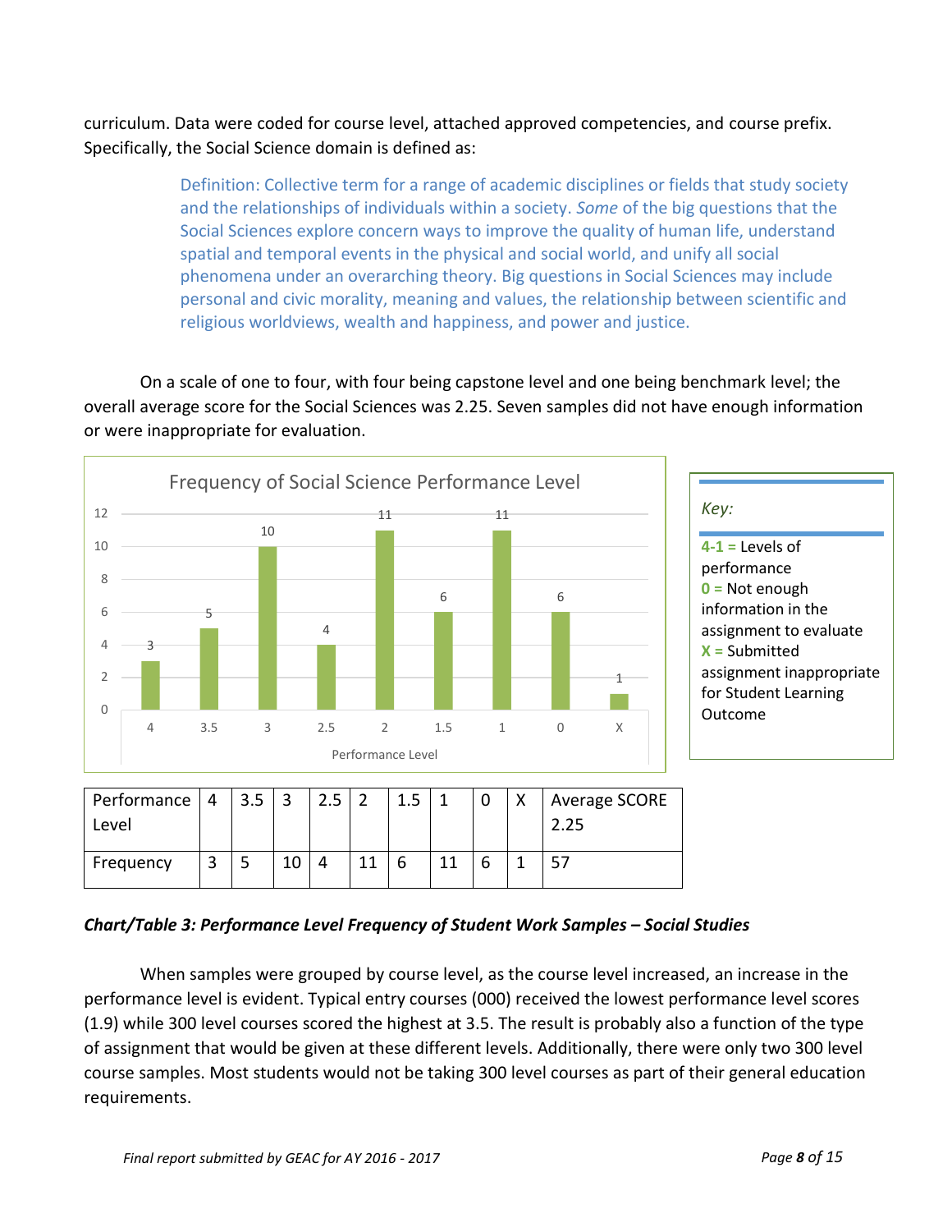curriculum. Data were coded for course level, attached approved competencies, and course prefix. Specifically, the Social Science domain is defined as:

> Definition: Collective term for a range of academic disciplines or fields that study society and the relationships of individuals within a society. *Some* of the big questions that the Social Sciences explore concern ways to improve the quality of human life, understand spatial and temporal events in the physical and social world, and unify all social phenomena under an overarching theory. Big questions in Social Sciences may include personal and civic morality, meaning and values, the relationship between scientific and religious worldviews, wealth and happiness, and power and justice.

On a scale of one to four, with four being capstone level and one being benchmark level; the overall average score for the Social Sciences was 2.25. Seven samples did not have enough information or were inappropriate for evaluation.

**Frequency of Social Science Performance Level**

*Key:*

**4-1** = Levels of performance
**0** = Not enough information in the assignment to evaluate
**X** = Submitted assignment inappropriate for Student Learning Outcome

| Performance Level | 4 | 3.5 | 3 | 2.5 | 2 | 1.5 | 1 | 0 | X | Average SCORE 2.25 |
|---|---|---|---|---|---|---|---|---|---|---|
| Frequency | 3 | 5 | 10 | 4 | 11 | 6 | 11 | 6 | 1 | 57 |

***Chart/Table 3: Performance Level Frequency of Student Work Samples – Social Studies***

When samples were grouped by course level, as the course level increased, an increase in the performance level is evident. Typical entry courses (000) received the lowest performance level scores (1.9) while 300 level courses scored the highest at 3.5. The result is probably also a function of the type of assignment that would be given at these different levels. Additionally, there were only two 300 level course samples. Most students would not be taking 300 level courses as part of their general education requirements.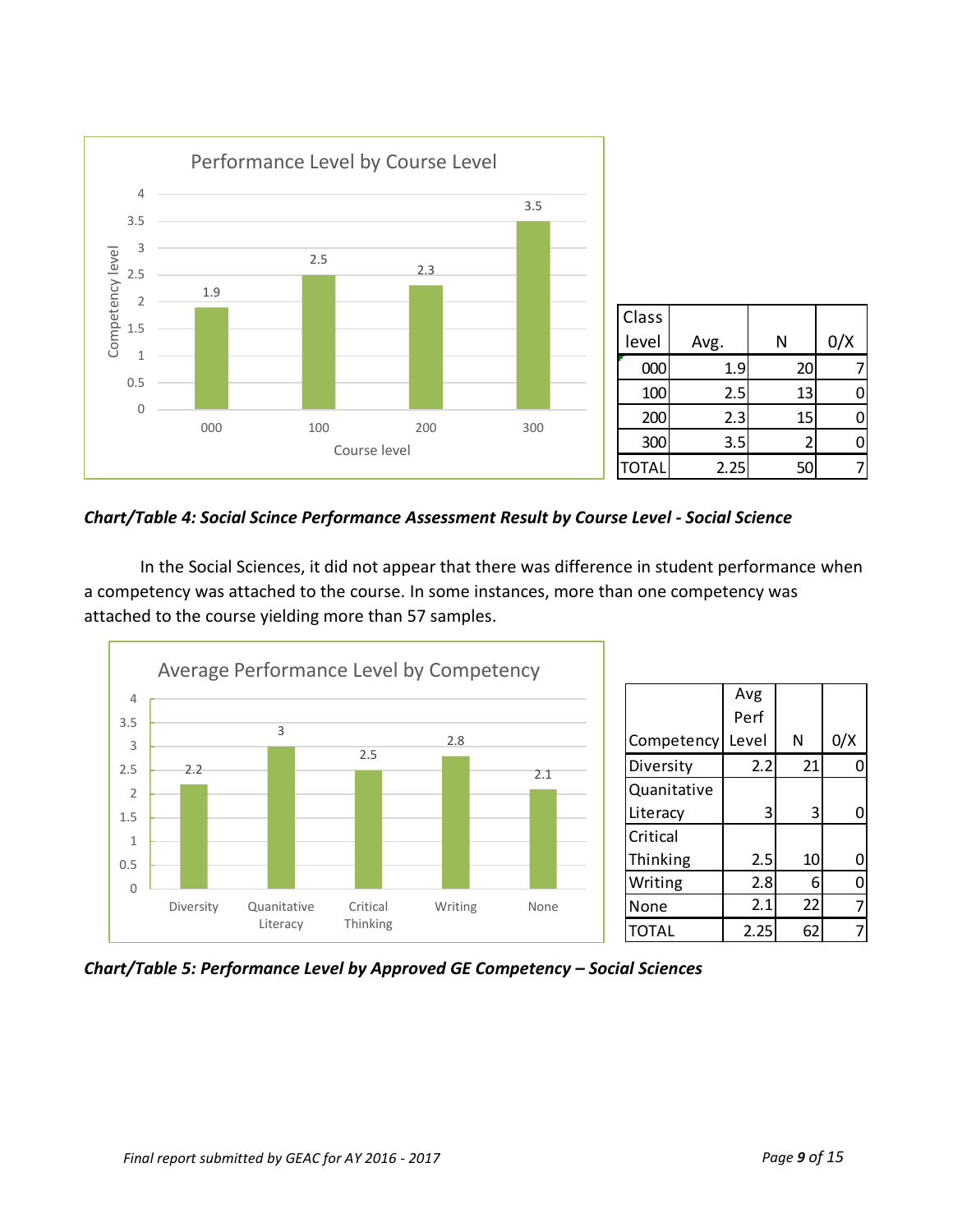| Class level | Avg. | N | 0/X |
|---|---|---|---|
| 000 | 1.9 | 20 | 7 |
| 100 | 2.5 | 13 | 0 |
| 200 | 2.3 | 15 | 0 |
| 300 | 3.5 | 2 | 0 |
| TOTAL | 2.25 | 50 | 7 |

***Chart/Table 4: Social Scince Performance Assessment Result by Course Level - Social Science***

In the Social Sciences, it did not appear that there was difference in student performance when a competency was attached to the course. In some instances, more than one competency was attached to the course yielding more than 57 samples.

| Competency | Avg Perf Level | N | 0/X |
|---|---|---|---|
| Diversity | 2.2 | 21 | 0 |
| Quanitative Literacy | 3 | 3 | 0 |
| Critical Thinking | 2.5 | 10 | 0 |
| Writing | 2.8 | 6 | 0 |
| None | 2.1 | 22 | 7 |
| TOTAL | 2.25 | 62 | 7 |

***Chart/Table 5: Performance Level by Approved GE Competency – Social Sciences***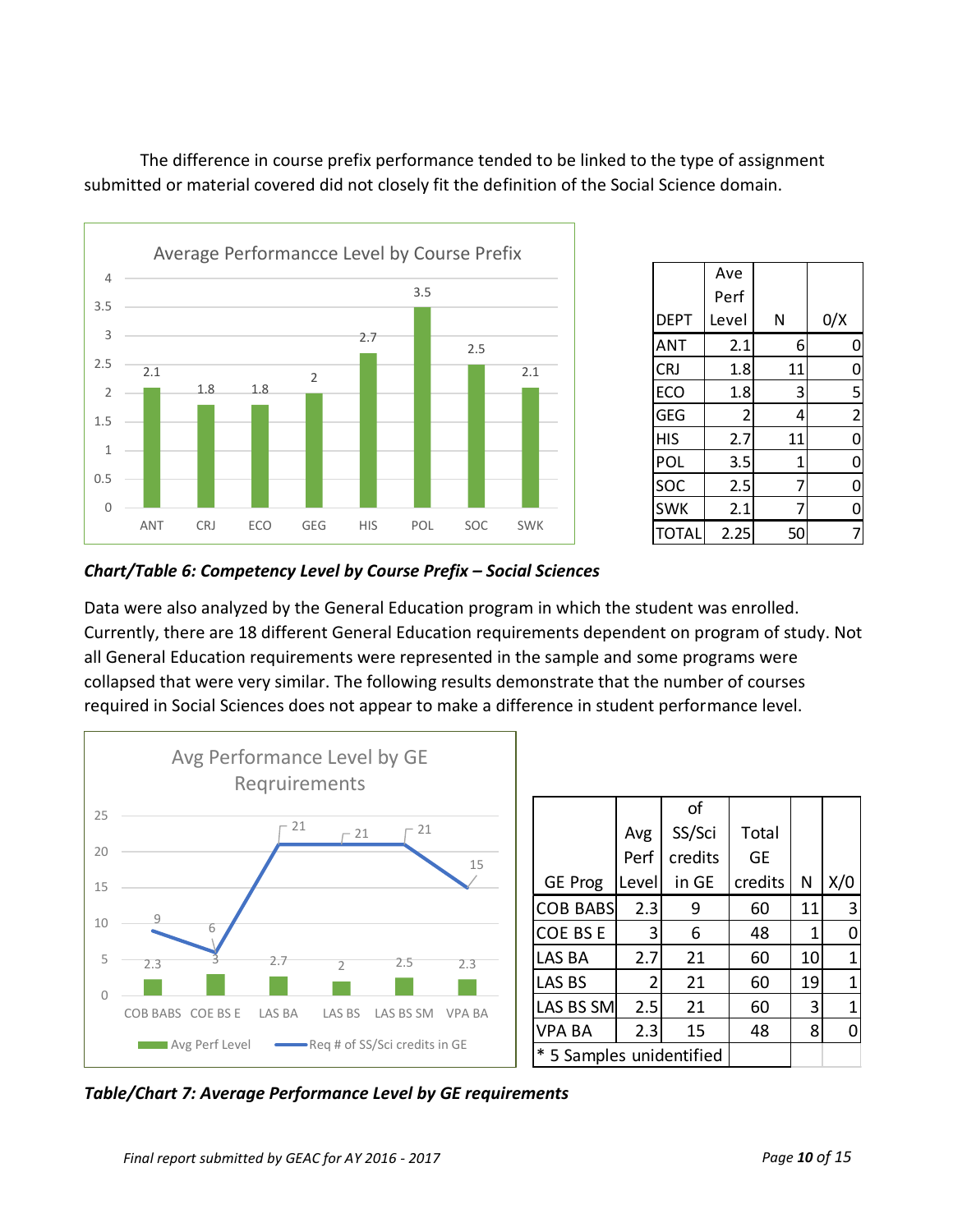The difference in course prefix performance tended to be linked to the type of assignment submitted or material covered did not closely fit the definition of the Social Science domain.

| DEPT | Ave Perf Level | N | 0/X |
|---|---|---|---|
| ANT | 2.1 | 6 | 0 |
| CRJ | 1.8 | 11 | 0 |
| ECO | 1.8 | 3 | 5 |
| GEG | 2 | 4 | 2 |
| HIS | 2.7 | 11 | 0 |
| POL | 3.5 | 1 | 0 |
| SOC | 2.5 | 7 | 0 |
| SWK | 2.1 | 7 | 0 |
| TOTAL | 2.25 | 50 | 7 |

***Chart/Table 6: Competency Level by Course Prefix – Social Sciences***

Data were also analyzed by the General Education program in which the student was enrolled. Currently, there are 18 different General Education requirements dependent on program of study. Not all General Education requirements were represented in the sample and some programs were collapsed that were very similar. The following results demonstrate that the number of courses required in Social Sciences does not appear to make a difference in student performance level.

| GE Prog | Avg Perf Level | of SS/Sci credits in GE | Total GE credits | N | X/0 |
|---|---|---|---|---|---|
| COB BABS | 2.3 | 9 | 60 | 11 | 3 |
| COE BS E | 3 | 6 | 48 | 1 | 0 |
| LAS BA | 2.7 | 21 | 60 | 10 | 1 |
| LAS BS | 2 | 21 | 60 | 19 | 1 |
| LAS BS SM | 2.5 | 21 | 60 | 3 | 1 |
| VPA BA | 2.3 | 15 | 48 | 8 | 0 |
| * 5 Samples unidentified | | | | | |

***Table/Chart 7: Average Performance Level by GE requirements***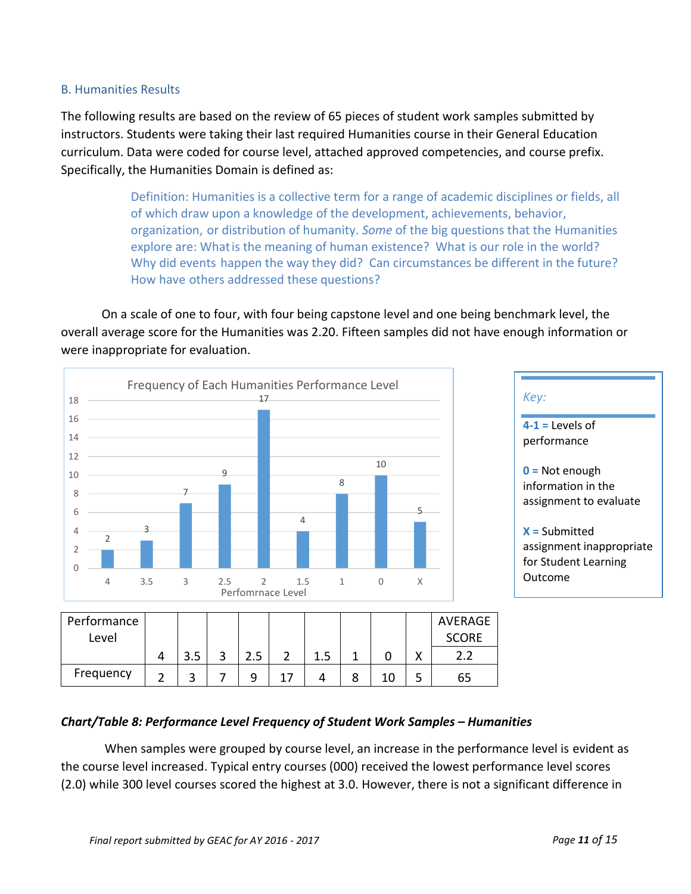## B. Humanities Results

The following results are based on the review of 65 pieces of student work samples submitted by instructors. Students were taking their last required Humanities course in their General Education curriculum. Data were coded for course level, attached approved competencies, and course prefix. Specifically, the Humanities Domain is defined as:

> Definition: Humanities is a collective term for a range of academic disciplines or fields, all of which draw upon a knowledge of the development, achievements, behavior, organization, or distribution of humanity. *Some* of the big questions that the Humanities explore are: What is the meaning of human existence? What is our role in the world? Why did events happen the way they did? Can circumstances be different in the future? How have others addressed these questions?

On a scale of one to four, with four being capstone level and one being benchmark level, the overall average score for the Humanities was 2.20. Fifteen samples did not have enough information or were inappropriate for evaluation.

**Frequency of Each Humanities Performance Level**

| Perfomrnace Level | 4 | 3.5 | 3 | 2.5 | 2 | 1.5 | 1 | 0 | X |
|---|---|---|---|---|---|---|---|---|---|
| Frequency | 2 | 3 | 7 | 9 | 17 | 4 | 8 | 10 | 5 |

*Key:*

**4-1 =** Levels of performance

**0 =** Not enough information in the assignment to evaluate

**X =** Submitted assignment inappropriate for Student Learning Outcome

| Performance Level | 4 | 3.5 | 3 | 2.5 | 2 | 1.5 | 1 | 0 | X | AVERAGE SCORE 2.2 |
|---|---|---|---|---|---|---|---|---|---|---|
| Frequency | 2 | 3 | 7 | 9 | 17 | 4 | 8 | 10 | 5 | 65 |

***Chart/Table 8: Performance Level Frequency of Student Work Samples – Humanities***

When samples were grouped by course level, an increase in the performance level is evident as the course level increased. Typical entry courses (000) received the lowest performance level scores (2.0) while 300 level courses scored the highest at 3.0. However, there is not a significant difference in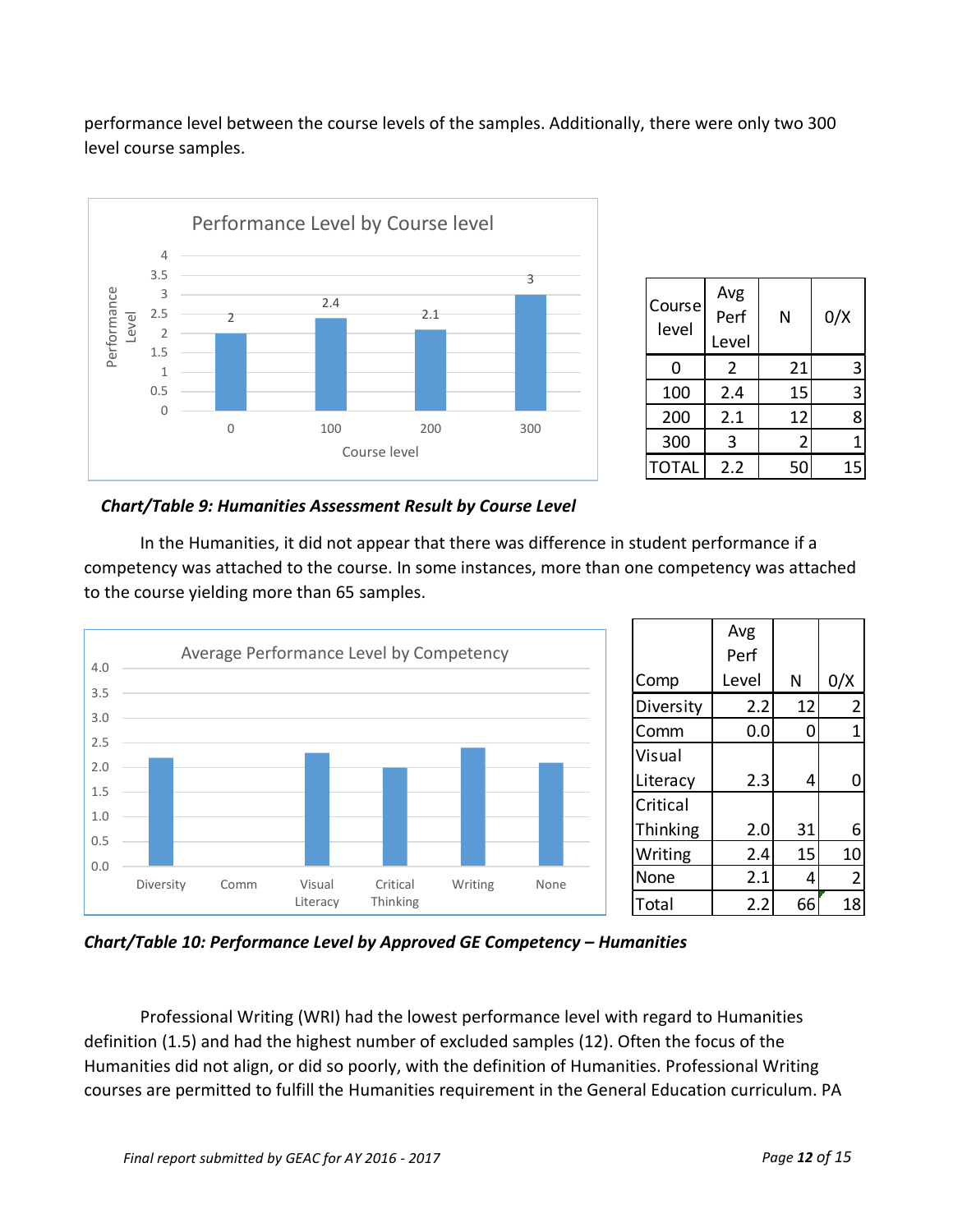performance level between the course levels of the samples. Additionally, there were only two 300 level course samples.

| Course level | Avg Perf Level | N | 0/X |
|---|---|---|---|
| 0 | 2 | 21 | 3 |
| 100 | 2.4 | 15 | 3 |
| 200 | 2.1 | 12 | 8 |
| 300 | 3 | 2 | 1 |
| TOTAL | 2.2 | 50 | 15 |

***Chart/Table 9: Humanities Assessment Result by Course Level***

In the Humanities, it did not appear that there was difference in student performance if a competency was attached to the course. In some instances, more than one competency was attached to the course yielding more than 65 samples.

| Comp | Avg Perf Level | N | 0/X |
|---|---|---|---|
| Diversity | 2.2 | 12 | 2 |
| Comm | 0.0 | 0 | 1 |
| Visual Literacy | 2.3 | 4 | 0 |
| Critical Thinking | 2.0 | 31 | 6 |
| Writing | 2.4 | 15 | 10 |
| None | 2.1 | 4 | 2 |
| Total | 2.2 | 66 | 18 |

***Chart/Table 10: Performance Level by Approved GE Competency – Humanities***

Professional Writing (WRI) had the lowest performance level with regard to Humanities definition (1.5) and had the highest number of excluded samples (12). Often the focus of the Humanities did not align, or did so poorly, with the definition of Humanities. Professional Writing courses are permitted to fulfill the Humanities requirement in the General Education curriculum. PA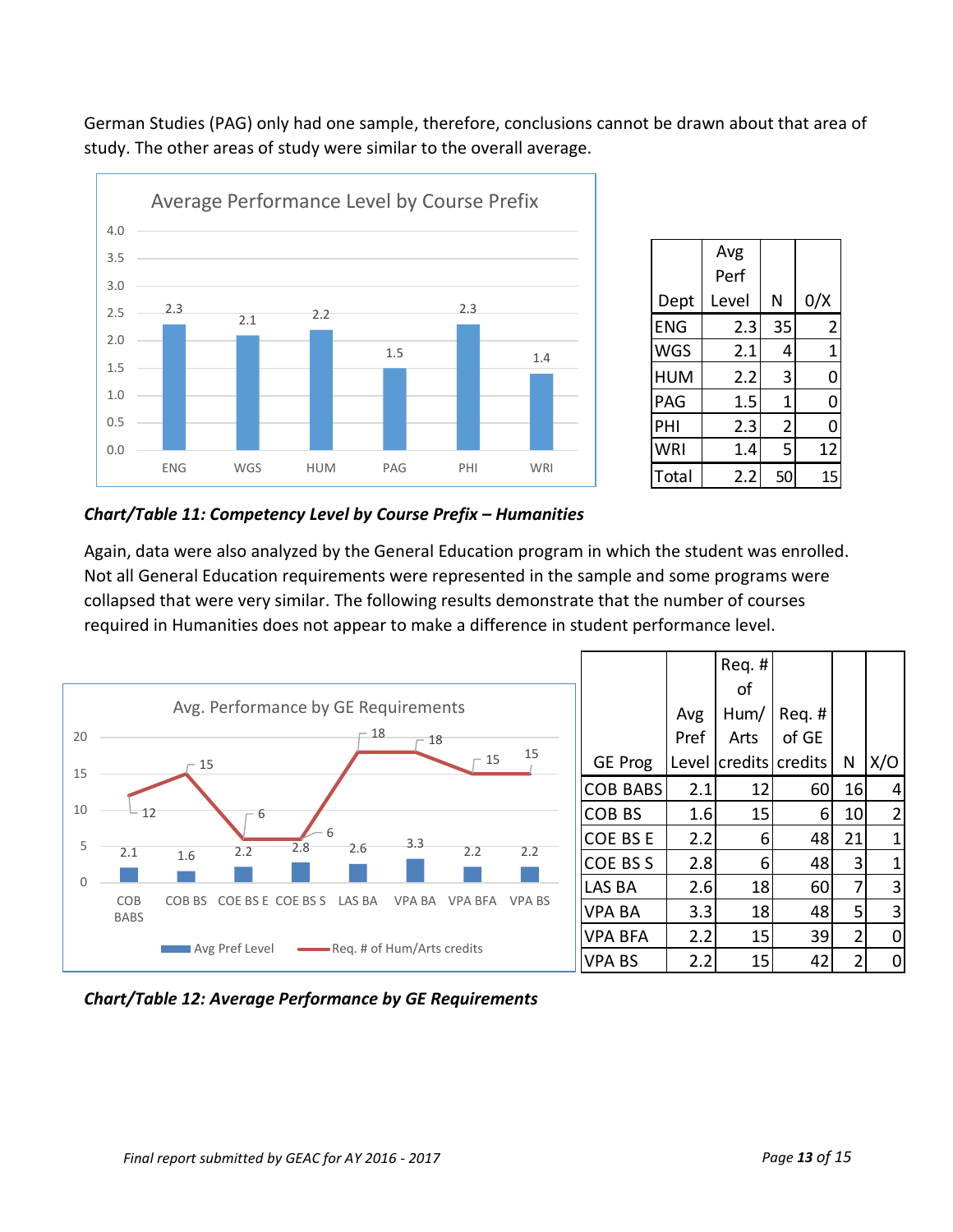German Studies (PAG) only had one sample, therefore, conclusions cannot be drawn about that area of study. The other areas of study were similar to the overall average.

| Dept | Avg Perf Level | N | 0/X |
|---|---|---|---|
| ENG | 2.3 | 35 | 2 |
| WGS | 2.1 | 4 | 1 |
| HUM | 2.2 | 3 | 0 |
| PAG | 1.5 | 1 | 0 |
| PHI | 2.3 | 2 | 0 |
| WRI | 1.4 | 5 | 12 |
| Total | 2.2 | 50 | 15 |

***Chart/Table 11: Competency Level by Course Prefix – Humanities***

Again, data were also analyzed by the General Education program in which the student was enrolled. Not all General Education requirements were represented in the sample and some programs were collapsed that were very similar. The following results demonstrate that the number of courses required in Humanities does not appear to make a difference in student performance level.

| GE Prog | Avg Pref Level | Req. # of Hum/Arts credits | Req. # of GE credits | N | X/O |
|---|---|---|---|---|---|
| COB BABS | 2.1 | 12 | 60 | 16 | 4 |
| COB BS | 1.6 | 15 | 6 | 10 | 2 |
| COE BS E | 2.2 | 6 | 48 | 21 | 1 |
| COE BS S | 2.8 | 6 | 48 | 3 | 1 |
| LAS BA | 2.6 | 18 | 60 | 7 | 3 |
| VPA BA | 3.3 | 18 | 48 | 5 | 3 |
| VPA BFA | 2.2 | 15 | 39 | 2 | 0 |
| VPA BS | 2.2 | 15 | 42 | 2 | 0 |

***Chart/Table 12: Average Performance by GE Requirements***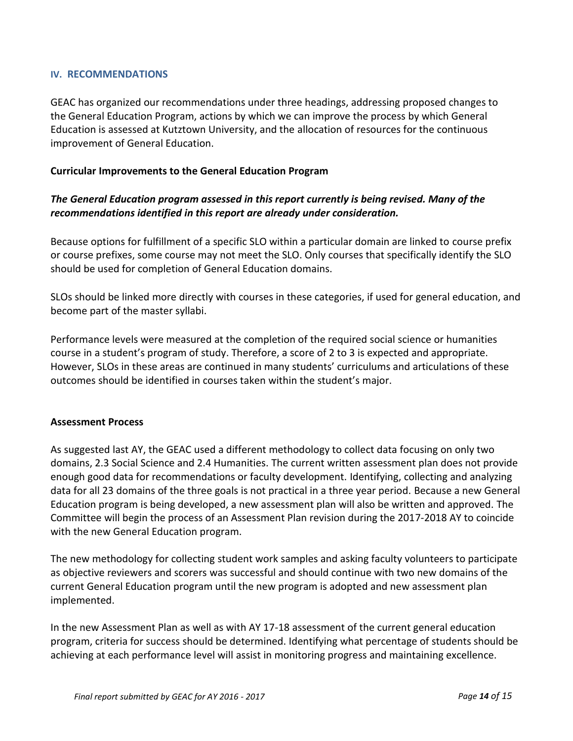## IV. RECOMMENDATIONS

GEAC has organized our recommendations under three headings, addressing proposed changes to the General Education Program, actions by which we can improve the process by which General Education is assessed at Kutztown University, and the allocation of resources for the continuous improvement of General Education.

### Curricular Improvements to the General Education Program

***The General Education program assessed in this report currently is being revised. Many of the recommendations identified in this report are already under consideration.***

Because options for fulfillment of a specific SLO within a particular domain are linked to course prefix or course prefixes, some course may not meet the SLO. Only courses that specifically identify the SLO should be used for completion of General Education domains.

SLOs should be linked more directly with courses in these categories, if used for general education, and become part of the master syllabi.

Performance levels were measured at the completion of the required social science or humanities course in a student's program of study. Therefore, a score of 2 to 3 is expected and appropriate. However, SLOs in these areas are continued in many students' curriculums and articulations of these outcomes should be identified in courses taken within the student's major.

### Assessment Process

As suggested last AY, the GEAC used a different methodology to collect data focusing on only two domains, 2.3 Social Science and 2.4 Humanities. The current written assessment plan does not provide enough good data for recommendations or faculty development. Identifying, collecting and analyzing data for all 23 domains of the three goals is not practical in a three year period. Because a new General Education program is being developed, a new assessment plan will also be written and approved. The Committee will begin the process of an Assessment Plan revision during the 2017-2018 AY to coincide with the new General Education program.

The new methodology for collecting student work samples and asking faculty volunteers to participate as objective reviewers and scorers was successful and should continue with two new domains of the current General Education program until the new program is adopted and new assessment plan implemented.

In the new Assessment Plan as well as with AY 17-18 assessment of the current general education program, criteria for success should be determined. Identifying what percentage of students should be achieving at each performance level will assist in monitoring progress and maintaining excellence.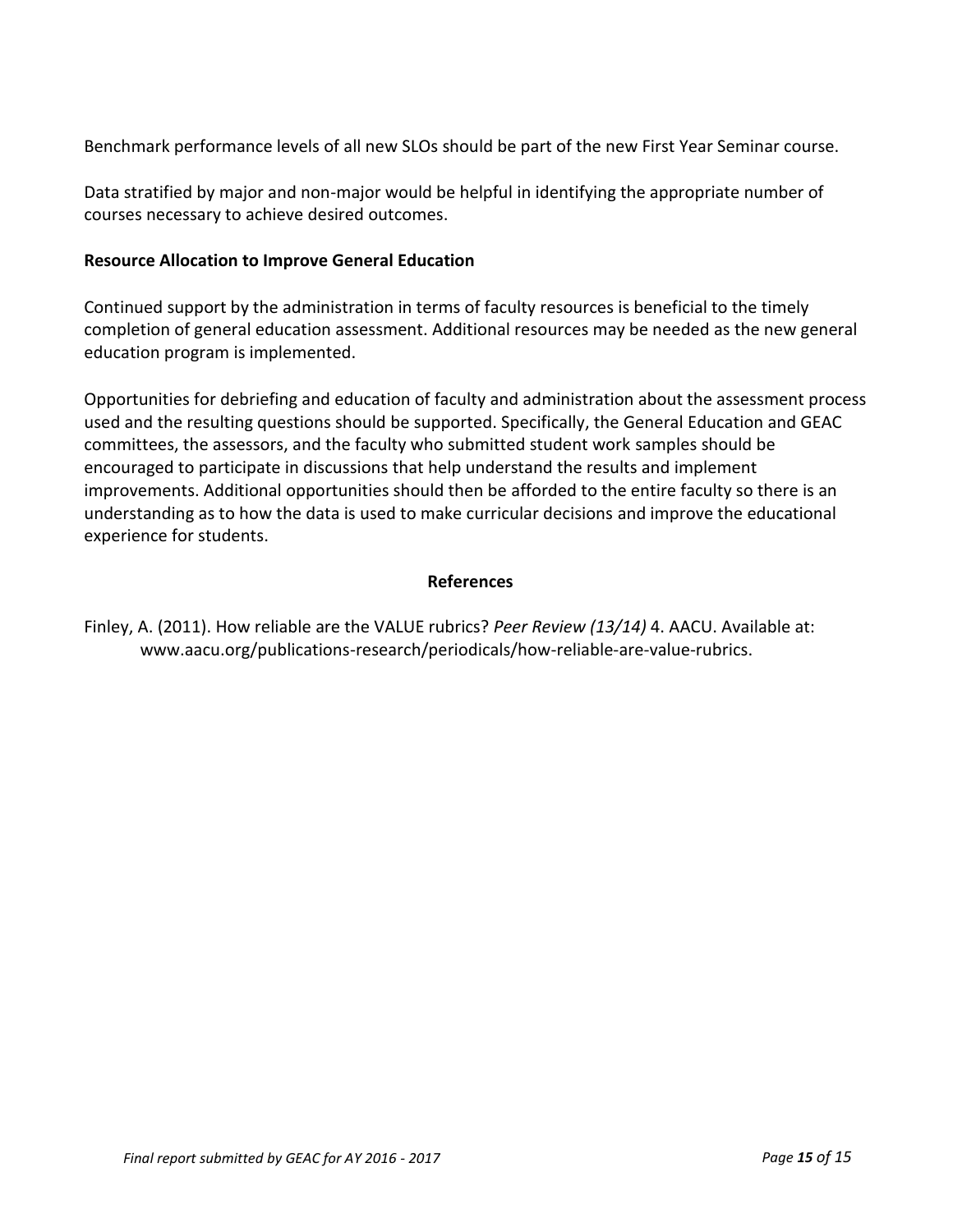Benchmark performance levels of all new SLOs should be part of the new First Year Seminar course.

Data stratified by major and non-major would be helpful in identifying the appropriate number of courses necessary to achieve desired outcomes.

**Resource Allocation to Improve General Education**

Continued support by the administration in terms of faculty resources is beneficial to the timely completion of general education assessment. Additional resources may be needed as the new general education program is implemented.

Opportunities for debriefing and education of faculty and administration about the assessment process used and the resulting questions should be supported. Specifically, the General Education and GEAC committees, the assessors, and the faculty who submitted student work samples should be encouraged to participate in discussions that help understand the results and implement improvements. Additional opportunities should then be afforded to the entire faculty so there is an understanding as to how the data is used to make curricular decisions and improve the educational experience for students.

## References

Finley, A. (2011). How reliable are the VALUE rubrics? *Peer Review (13/14)* 4. AACU. Available at: www.aacu.org/publications-research/periodicals/how-reliable-are-value-rubrics.